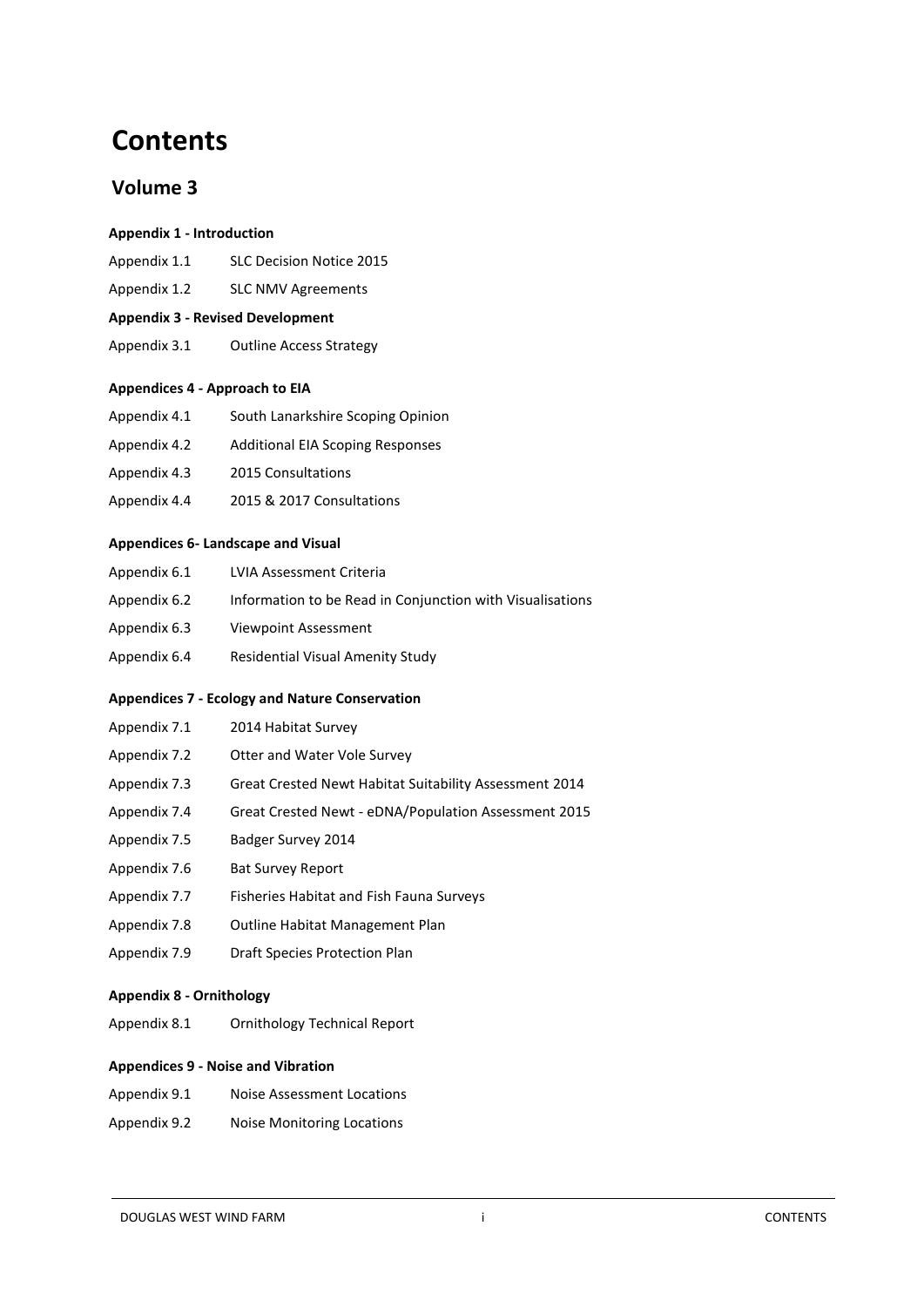# Contents

## Volume 3

**Appendix 1 - Introduction**

Appendix 1.1 SLC Decision Notice 2015

Appendix 1.2 SLC NMV Agreements

**Appendix 3 - Revised Development**

Appendix 3.1 Outline Access Strategy

**Appendices 4 - Approach to EIA**

Appendix 4.1 South Lanarkshire Scoping Opinion

Appendix 4.2 Additional EIA Scoping Responses

Appendix 4.3 2015 Consultations

Appendix 4.4 2015 & 2017 Consultations

**Appendices 6- Landscape and Visual**

Appendix 6.1 LVIA Assessment Criteria

Appendix 6.2 Information to be Read in Conjunction with Visualisations

Appendix 6.3 Viewpoint Assessment

Appendix 6.4 Residential Visual Amenity Study

**Appendices 7 - Ecology and Nature Conservation**

Appendix 7.1 2014 Habitat Survey

Appendix 7.2 Otter and Water Vole Survey

Appendix 7.3 Great Crested Newt Habitat Suitability Assessment 2014

Appendix 7.4 Great Crested Newt - eDNA/Population Assessment 2015

Appendix 7.5 Badger Survey 2014

Appendix 7.6 Bat Survey Report

Appendix 7.7 Fisheries Habitat and Fish Fauna Surveys

Appendix 7.8 Outline Habitat Management Plan

Appendix 7.9 Draft Species Protection Plan

**Appendix 8 - Ornithology**

Appendix 8.1 Ornithology Technical Report

**Appendices 9 - Noise and Vibration**

Appendix 9.1 Noise Assessment Locations

Appendix 9.2 Noise Monitoring Locations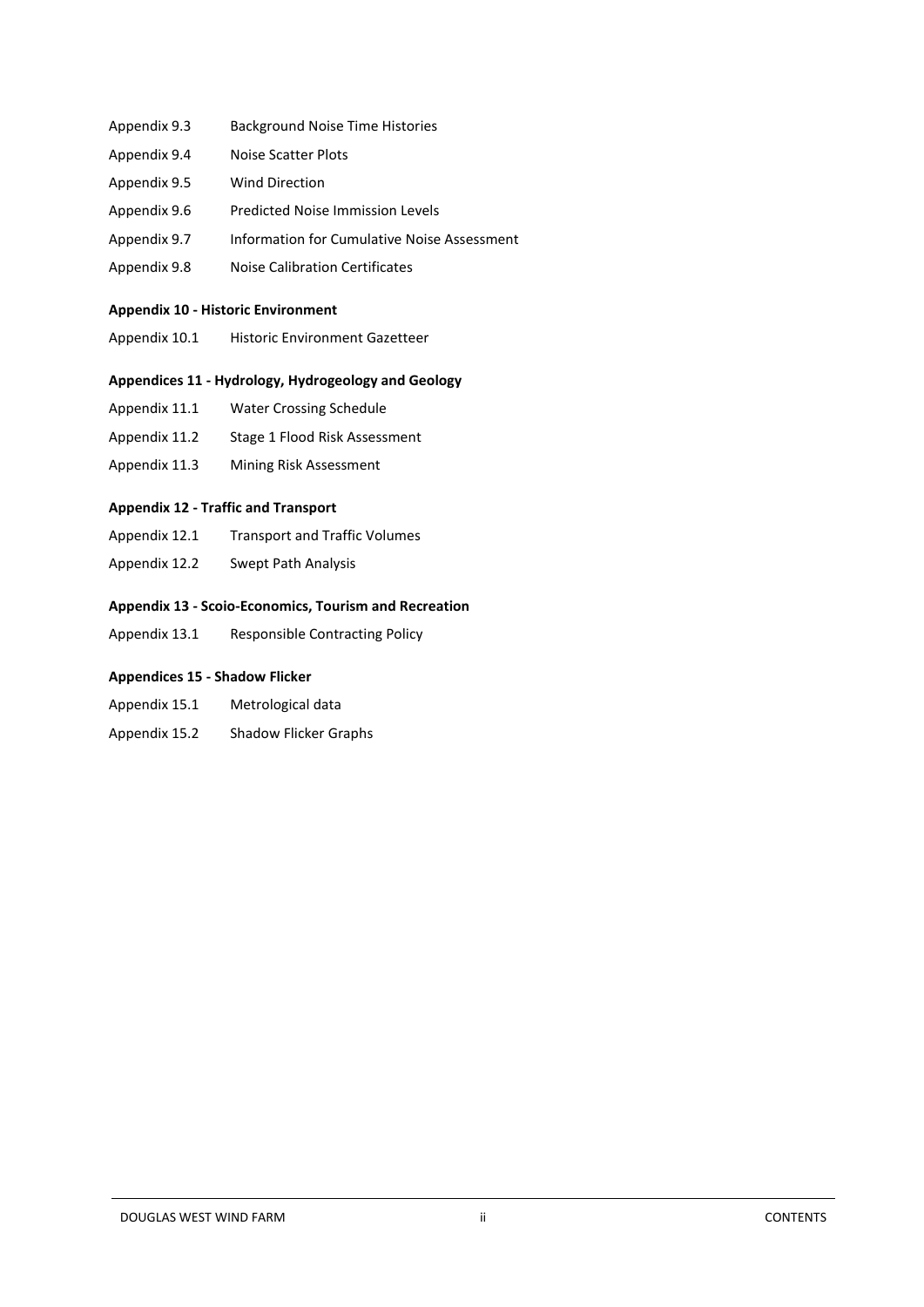Appendix 9.3 Background Noise Time Histories

Appendix 9.4 Noise Scatter Plots

Appendix 9.5 Wind Direction

Appendix 9.6 Predicted Noise Immission Levels

Appendix 9.7 Information for Cumulative Noise Assessment

Appendix 9.8 Noise Calibration Certificates

**Appendix 10 - Historic Environment**

Appendix 10.1 Historic Environment Gazetteer

**Appendices 11 - Hydrology, Hydrogeology and Geology**

Appendix 11.1 Water Crossing Schedule

Appendix 11.2 Stage 1 Flood Risk Assessment

Appendix 11.3 Mining Risk Assessment

**Appendix 12 - Traffic and Transport**

Appendix 12.1 Transport and Traffic Volumes

Appendix 12.2 Swept Path Analysis

**Appendix 13 - Scoio-Economics, Tourism and Recreation**

Appendix 13.1 Responsible Contracting Policy

**Appendices 15 - Shadow Flicker**

Appendix 15.1 Metrological data

Appendix 15.2 Shadow Flicker Graphs